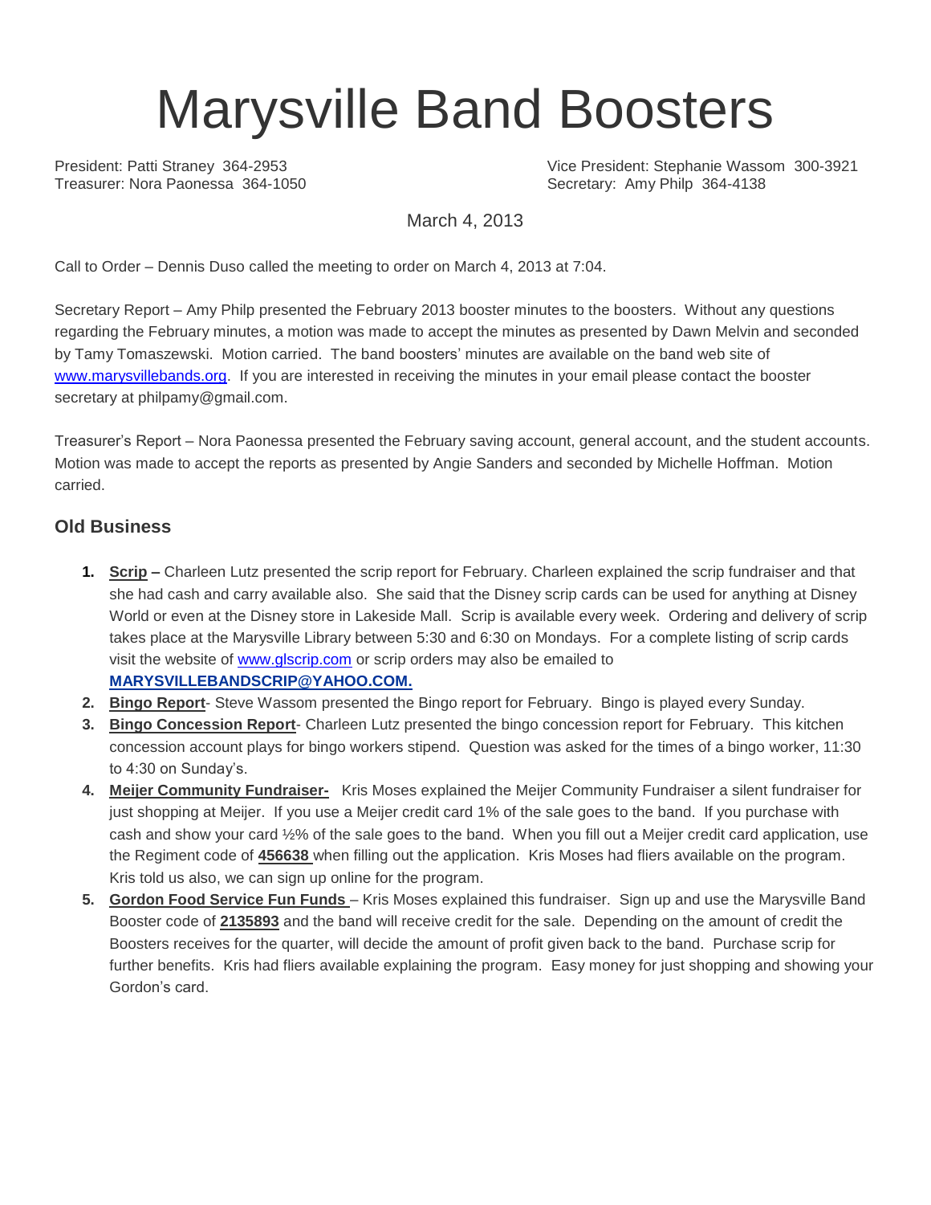# Marysville Band Boosters

President: Patti Straney 364-2953
Treasurer: Nora Paonessa 364-1050

Vice President: Stephanie Wassom 300-3921
Secretary: Amy Philp 364-4138

March 4, 2013

Call to Order – Dennis Duso called the meeting to order on March 4, 2013 at 7:04.

Secretary Report – Amy Philp presented the February 2013 booster minutes to the boosters. Without any questions regarding the February minutes, a motion was made to accept the minutes as presented by Dawn Melvin and seconded by Tamy Tomaszewski. Motion carried. The band boosters' minutes are available on the band web site of www.marysvillebands.org. If you are interested in receiving the minutes in your email please contact the booster secretary at philpamy@gmail.com.

Treasurer's Report – Nora Paonessa presented the February saving account, general account, and the student accounts. Motion was made to accept the reports as presented by Angie Sanders and seconded by Michelle Hoffman. Motion carried.

### Old Business

1. **Scrip –** Charleen Lutz presented the scrip report for February. Charleen explained the scrip fundraiser and that she had cash and carry available also. She said that the Disney scrip cards can be used for anything at Disney World or even at the Disney store in Lakeside Mall. Scrip is available every week. Ordering and delivery of scrip takes place at the Marysville Library between 5:30 and 6:30 on Mondays. For a complete listing of scrip cards visit the website of www.glscrip.com or scrip orders may also be emailed to **MARYSVILLEBANDSCRIP@YAHOO.COM.**
2. **Bingo Report**- Steve Wassom presented the Bingo report for February. Bingo is played every Sunday.
3. **Bingo Concession Report**- Charleen Lutz presented the bingo concession report for February. This kitchen concession account plays for bingo workers stipend. Question was asked for the times of a bingo worker, 11:30 to 4:30 on Sunday's.
4. **Meijer Community Fundraiser-** Kris Moses explained the Meijer Community Fundraiser a silent fundraiser for just shopping at Meijer. If you use a Meijer credit card 1% of the sale goes to the band. If you purchase with cash and show your card ½% of the sale goes to the band. When you fill out a Meijer credit card application, use the Regiment code of **456638** when filling out the application. Kris Moses had fliers available on the program. Kris told us also, we can sign up online for the program.
5. **Gordon Food Service Fun Funds** – Kris Moses explained this fundraiser. Sign up and use the Marysville Band Booster code of **2135893** and the band will receive credit for the sale. Depending on the amount of credit the Boosters receives for the quarter, will decide the amount of profit given back to the band. Purchase scrip for further benefits. Kris had fliers available explaining the program. Easy money for just shopping and showing your Gordon's card.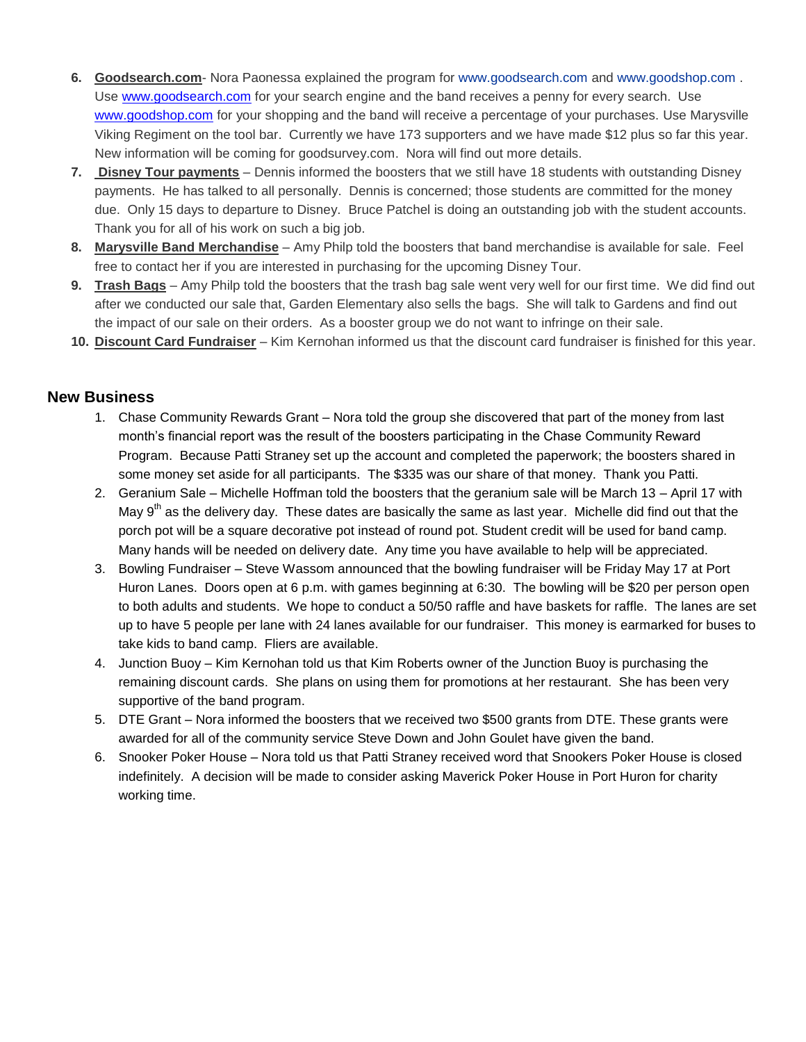6. **Goodsearch.com**- Nora Paonessa explained the program for www.goodsearch.com and www.goodshop.com . Use www.goodsearch.com for your search engine and the band receives a penny for every search. Use www.goodshop.com for your shopping and the band will receive a percentage of your purchases. Use Marysville Viking Regiment on the tool bar. Currently we have 173 supporters and we have made $12 plus so far this year. New information will be coming for goodsurvey.com. Nora will find out more details.
7. **Disney Tour payments** – Dennis informed the boosters that we still have 18 students with outstanding Disney payments. He has talked to all personally. Dennis is concerned; those students are committed for the money due. Only 15 days to departure to Disney. Bruce Patchel is doing an outstanding job with the student accounts. Thank you for all of his work on such a big job.
8. **Marysville Band Merchandise** – Amy Philp told the boosters that band merchandise is available for sale. Feel free to contact her if you are interested in purchasing for the upcoming Disney Tour.
9. **Trash Bags** – Amy Philp told the boosters that the trash bag sale went very well for our first time. We did find out after we conducted our sale that, Garden Elementary also sells the bags. She will talk to Gardens and find out the impact of our sale on their orders. As a booster group we do not want to infringe on their sale.
10. **Discount Card Fundraiser** – Kim Kernohan informed us that the discount card fundraiser is finished for this year.

## New Business

1. Chase Community Rewards Grant – Nora told the group she discovered that part of the money from last month's financial report was the result of the boosters participating in the Chase Community Reward Program. Because Patti Straney set up the account and completed the paperwork; the boosters shared in some money set aside for all participants. The $335 was our share of that money. Thank you Patti.
2. Geranium Sale – Michelle Hoffman told the boosters that the geranium sale will be March 13 – April 17 with May 9th as the delivery day. These dates are basically the same as last year. Michelle did find out that the porch pot will be a square decorative pot instead of round pot. Student credit will be used for band camp. Many hands will be needed on delivery date. Any time you have available to help will be appreciated.
3. Bowling Fundraiser – Steve Wassom announced that the bowling fundraiser will be Friday May 17 at Port Huron Lanes. Doors open at 6 p.m. with games beginning at 6:30. The bowling will be $20 per person open to both adults and students. We hope to conduct a 50/50 raffle and have baskets for raffle. The lanes are set up to have 5 people per lane with 24 lanes available for our fundraiser. This money is earmarked for buses to take kids to band camp. Fliers are available.
4. Junction Buoy – Kim Kernohan told us that Kim Roberts owner of the Junction Buoy is purchasing the remaining discount cards. She plans on using them for promotions at her restaurant. She has been very supportive of the band program.
5. DTE Grant – Nora informed the boosters that we received two $500 grants from DTE. These grants were awarded for all of the community service Steve Down and John Goulet have given the band.
6. Snooker Poker House – Nora told us that Patti Straney received word that Snookers Poker House is closed indefinitely. A decision will be made to consider asking Maverick Poker House in Port Huron for charity working time.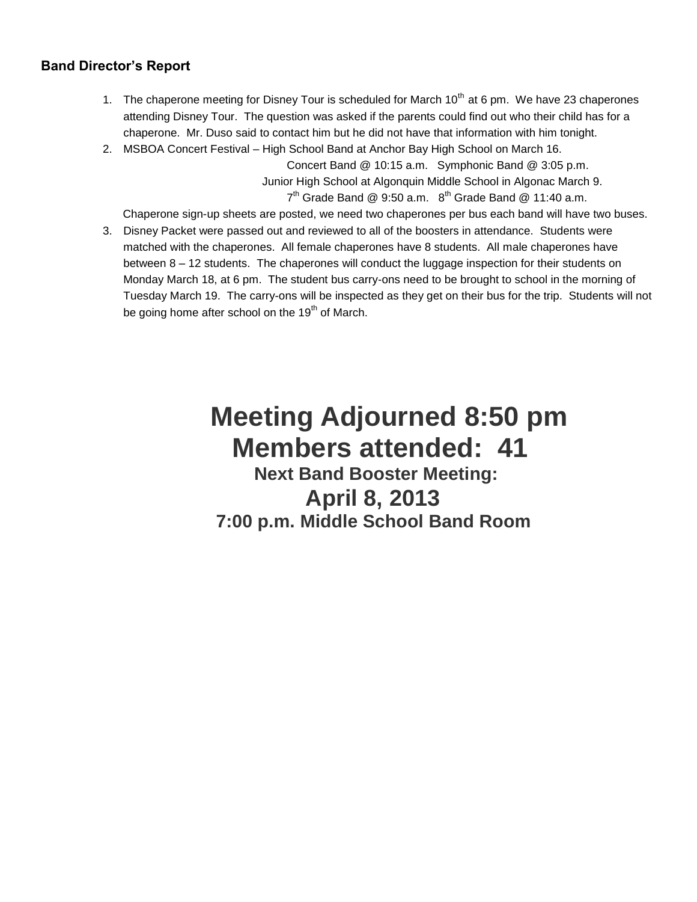**Band Director's Report**

1. The chaperone meeting for Disney Tour is scheduled for March 10th at 6 pm. We have 23 chaperones attending Disney Tour. The question was asked if the parents could find out who their child has for a chaperone. Mr. Duso said to contact him but he did not have that information with him tonight.
2. MSBOA Concert Festival – High School Band at Anchor Bay High School on March 16.
   Concert Band @ 10:15 a.m. Symphonic Band @ 3:05 p.m.
   Junior High School at Algonquin Middle School in Algonac March 9.
   7th Grade Band @ 9:50 a.m. 8th Grade Band @ 11:40 a.m.
   Chaperone sign-up sheets are posted, we need two chaperones per bus each band will have two buses.
3. Disney Packet were passed out and reviewed to all of the boosters in attendance. Students were matched with the chaperones. All female chaperones have 8 students. All male chaperones have between 8 – 12 students. The chaperones will conduct the luggage inspection for their students on Monday March 18, at 6 pm. The student bus carry-ons need to be brought to school in the morning of Tuesday March 19. The carry-ons will be inspected as they get on their bus for the trip. Students will not be going home after school on the 19th of March.

# Meeting Adjourned 8:50 pm

# Members attended: 41

### Next Band Booster Meeting:

## April 8, 2013

### 7:00 p.m. Middle School Band Room